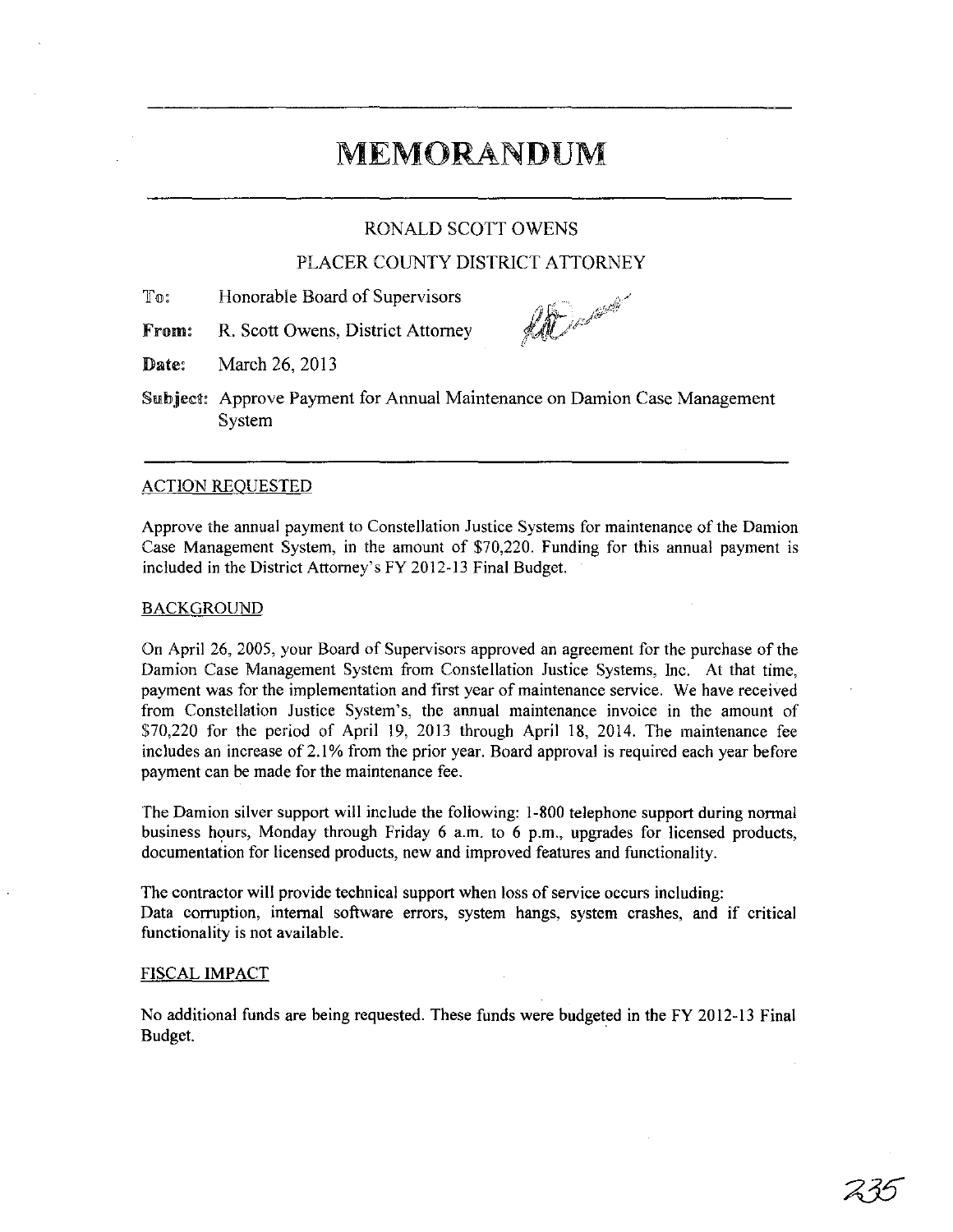# MEMORANDUM

RONALD SCOTT OWENS

PLACER COUNTY DISTRICT ATTORNEY

**To:** Honorable Board of Supervisors

**From:** R. Scott Owens, District Attorney

**Date:** March 26, 2013

**Subject:** Approve Payment for Annual Maintenance on Damion Case Management System

## ACTION REQUESTED

Approve the annual payment to Constellation Justice Systems for maintenance of the Damion Case Management System, in the amount of $70,220. Funding for this annual payment is included in the District Attorney's FY 2012-13 Final Budget.

## BACKGROUND

On April 26, 2005, your Board of Supervisors approved an agreement for the purchase of the Damion Case Management System from Constellation Justice Systems, Inc. At that time, payment was for the implementation and first year of maintenance service. We have received from Constellation Justice System's, the annual maintenance invoice in the amount of $70,220 for the period of April 19, 2013 through April 18, 2014. The maintenance fee includes an increase of 2.1% from the prior year. Board approval is required each year before payment can be made for the maintenance fee.

The Damion silver support will include the following: 1-800 telephone support during normal business hours, Monday through Friday 6 a.m. to 6 p.m., upgrades for licensed products, documentation for licensed products, new and improved features and functionality.

The contractor will provide technical support when loss of service occurs including:
Data corruption, internal software errors, system hangs, system crashes, and if critical functionality is not available.

## FISCAL IMPACT

No additional funds are being requested. These funds were budgeted in the FY 2012-13 Final Budget.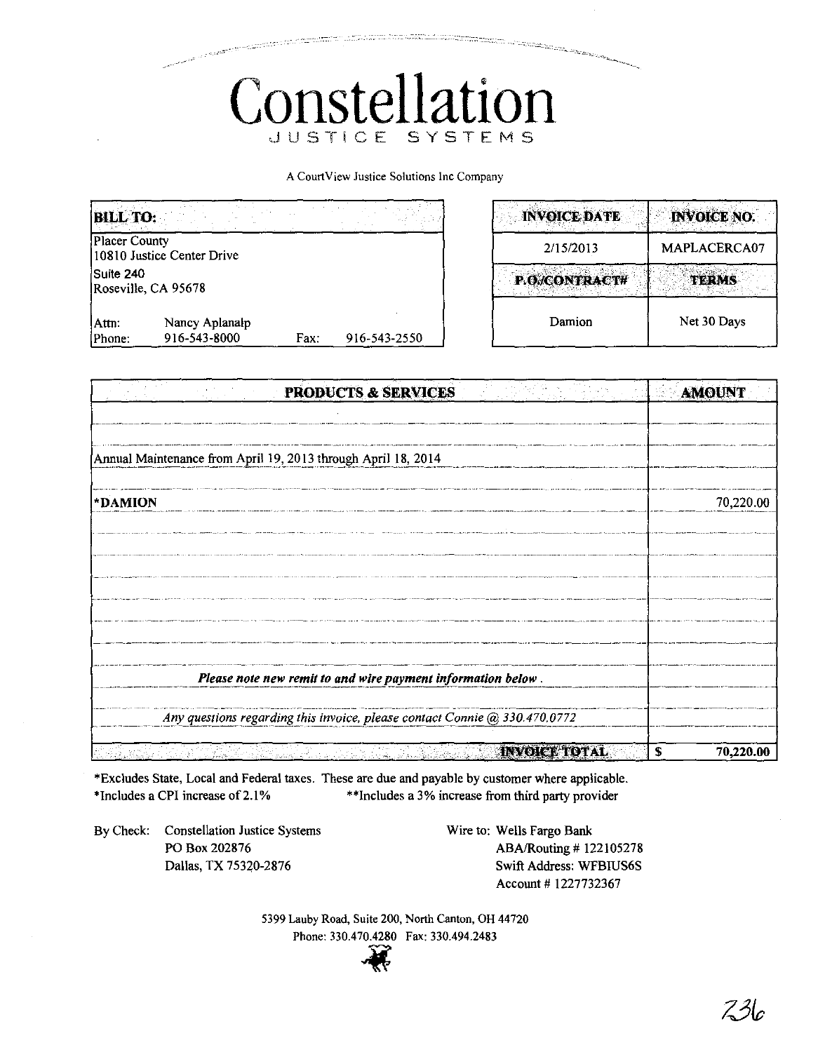# Constellation

JUSTICE SYSTEMS

A CourtView Justice Solutions Inc Company

| BILL TO: | | | |
|---|---|---|---|
| Placer County<br>10810 Justice Center Drive | | | |
| Suite 240<br>Roseville, CA 95678 | | | |
| Attn: | Nancy Aplanalp | | |
| Phone: | 916-543-8000 | Fax: | 916-543-2550 |

| INVOICE DATE | INVOICE NO. |
|---|---|
| 2/15/2013 | MAPLACERCA07 |
| **P.O./CONTRACT#** | **TERMS** |
| Damion | Net 30 Days |

| PRODUCTS & SERVICES | AMOUNT |
|---|---|
| Annual Maintenance from April 19, 2013 through April 18, 2014 | |
| *DAMION | 70,220.00 |
| *Please note new remit to and wire payment information below .* | |
| *Any questions regarding this invoice, please contact Connie @ 330.470.0772* | |
| **INVOICE TOTAL** | **$ 70,220.00** |

*Excludes State, Local and Federal taxes. These are due and payable by customer where applicable.

*Includes a CPI increase of 2.1% **Includes a 3% increase from third party provider

By Check: Constellation Justice Systems
PO Box 202876
Dallas, TX 75320-2876

Wire to: Wells Fargo Bank
ABA/Routing # 122105278
Swift Address: WFBIUS6S
Account # 1227732367

5399 Lauby Road, Suite 200, North Canton, OH 44720
Phone: 330.470.4280 Fax: 330.494.2483